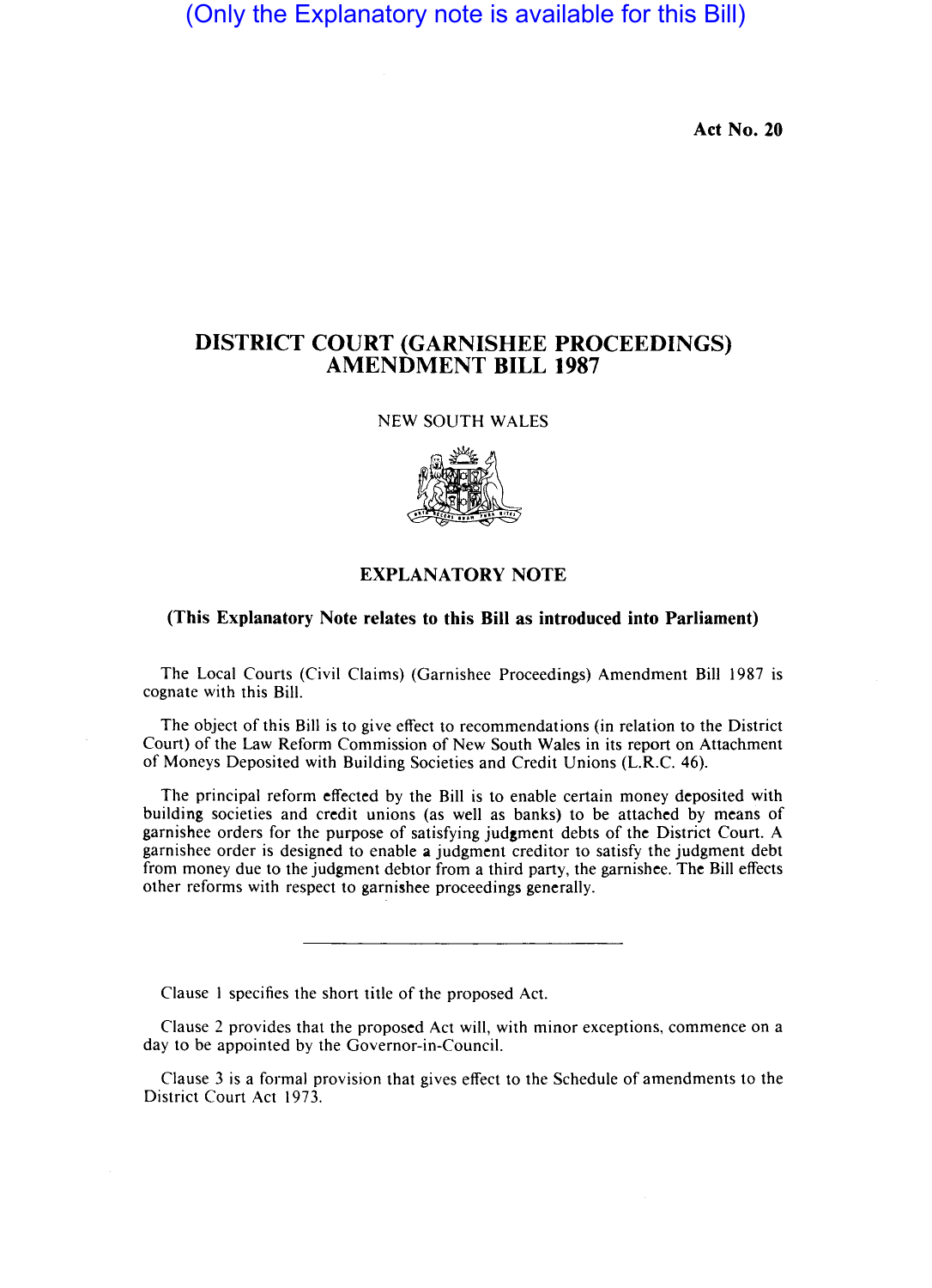(Only the Explanatory note is available for this Bill)

**Act No. 20**

# DISTRICT COURT (GARNISHEE PROCEEDINGS) AMENDMENT BILL 1987

NEW SOUTH WALES

## EXPLANATORY NOTE

**(This Explanatory Note relates to this Bill as introduced into Parliament)**

The Local Courts (Civil Claims) (Garnishee Proceedings) Amendment Bill 1987 is cognate with this Bill.

The object of this Bill is to give effect to recommendations (in relation to the District Court) of the Law Reform Commission of New South Wales in its report on Attachment of Moneys Deposited with Building Societies and Credit Unions (L.R.C. 46).

The principal reform effected by the Bill is to enable certain money deposited with building societies and credit unions (as well as banks) to be attached by means of garnishee orders for the purpose of satisfying judgment debts of the District Court. A garnishee order is designed to enable a judgment creditor to satisfy the judgment debt from money due to the judgment debtor from a third party, the garnishee. The Bill effects other reforms with respect to garnishee proceedings generally.

---

Clause 1 specifies the short title of the proposed Act.

Clause 2 provides that the proposed Act will, with minor exceptions, commence on a day to be appointed by the Governor-in-Council.

Clause 3 is a formal provision that gives effect to the Schedule of amendments to the District Court Act 1973.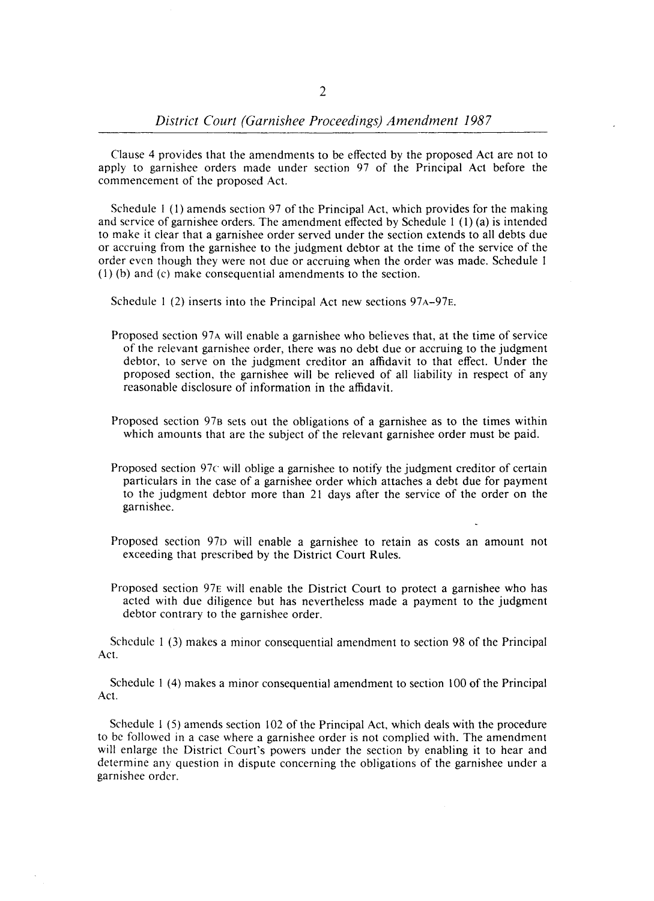Clause 4 provides that the amendments to be effected by the proposed Act are not to apply to garnishee orders made under section 97 of the Principal Act before the commencement of the proposed Act.

Schedule 1 (1) amends section 97 of the Principal Act, which provides for the making and service of garnishee orders. The amendment effected by Schedule 1 (1) (a) is intended to make it clear that a garnishee order served under the section extends to all debts due or accruing from the garnishee to the judgment debtor at the time of the service of the order even though they were not due or accruing when the order was made. Schedule 1 (1) (b) and (c) make consequential amendments to the section.

Schedule 1 (2) inserts into the Principal Act new sections 97A–97E.

Proposed section 97A will enable a garnishee who believes that, at the time of service of the relevant garnishee order, there was no debt due or accruing to the judgment debtor, to serve on the judgment creditor an affidavit to that effect. Under the proposed section, the garnishee will be relieved of all liability in respect of any reasonable disclosure of information in the affidavit.

Proposed section 97B sets out the obligations of a garnishee as to the times within which amounts that are the subject of the relevant garnishee order must be paid.

Proposed section 97C will oblige a garnishee to notify the judgment creditor of certain particulars in the case of a garnishee order which attaches a debt due for payment to the judgment debtor more than 21 days after the service of the order on the garnishee.

Proposed section 97D will enable a garnishee to retain as costs an amount not exceeding that prescribed by the District Court Rules.

Proposed section 97E will enable the District Court to protect a garnishee who has acted with due diligence but has nevertheless made a payment to the judgment debtor contrary to the garnishee order.

Schedule 1 (3) makes a minor consequential amendment to section 98 of the Principal Act.

Schedule 1 (4) makes a minor consequential amendment to section 100 of the Principal Act.

Schedule 1 (5) amends section 102 of the Principal Act, which deals with the procedure to be followed in a case where a garnishee order is not complied with. The amendment will enlarge the District Court's powers under the section by enabling it to hear and determine any question in dispute concerning the obligations of the garnishee under a garnishee order.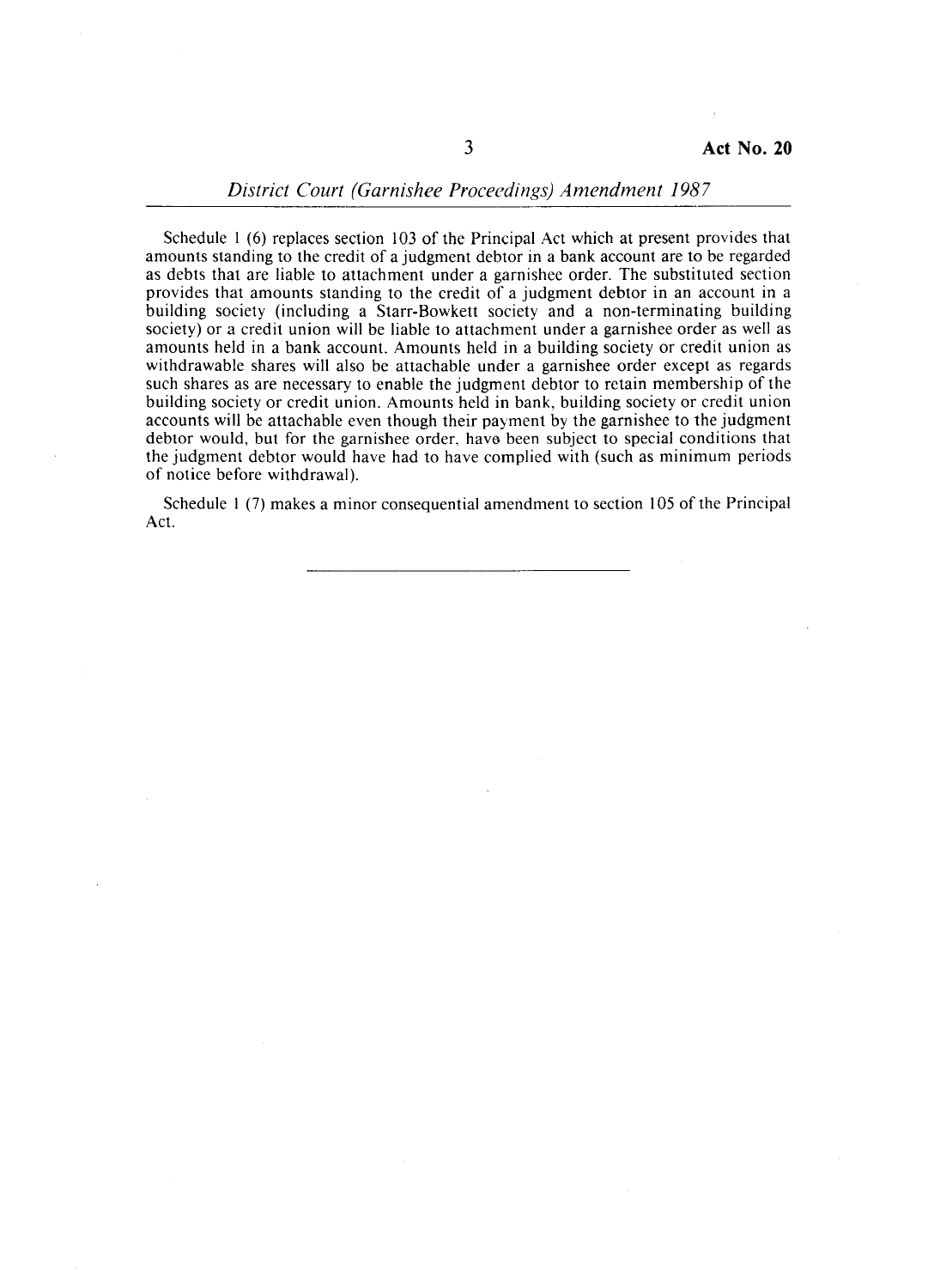Schedule 1 (6) replaces section 103 of the Principal Act which at present provides that amounts standing to the credit of a judgment debtor in a bank account are to be regarded as debts that are liable to attachment under a garnishee order. The substituted section provides that amounts standing to the credit of a judgment debtor in an account in a building society (including a Starr-Bowkett society and a non-terminating building society) or a credit union will be liable to attachment under a garnishee order as well as amounts held in a bank account. Amounts held in a building society or credit union as withdrawable shares will also be attachable under a garnishee order except as regards such shares as are necessary to enable the judgment debtor to retain membership of the building society or credit union. Amounts held in bank, building society or credit union accounts will be attachable even though their payment by the garnishee to the judgment debtor would, but for the garnishee order, have been subject to special conditions that the judgment debtor would have had to have complied with (such as minimum periods of notice before withdrawal).

Schedule 1 (7) makes a minor consequential amendment to section 105 of the Principal Act.